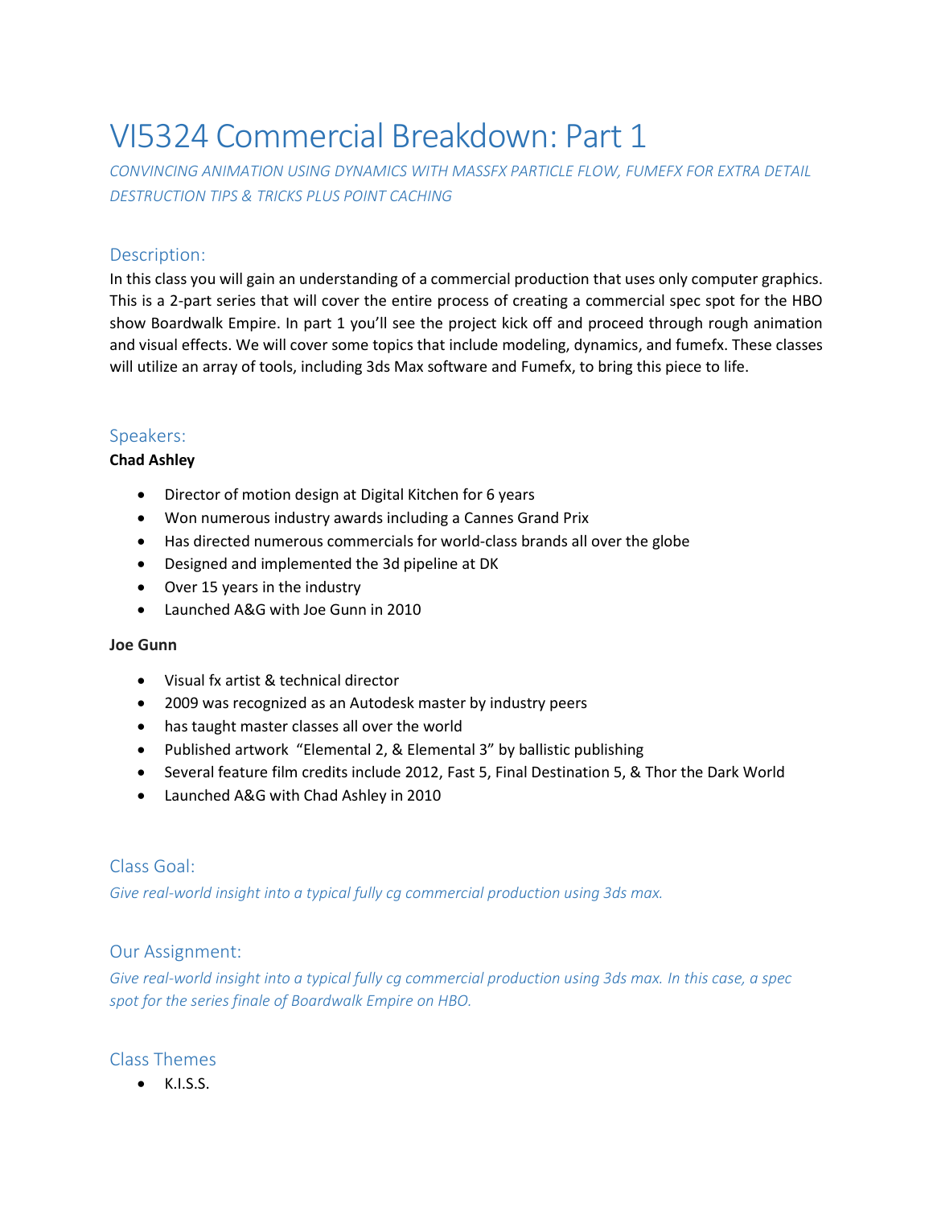# VI5324 Commercial Breakdown: Part 1

*CONVINCING ANIMATION USING DYNAMICS WITH MASSFX PARTICLE FLOW, FUMEFX FOR EXTRA DETAIL DESTRUCTION TIPS & TRICKS PLUS POINT CACHING*

## Description:

In this class you will gain an understanding of a commercial production that uses only computer graphics. This is a 2-part series that will cover the entire process of creating a commercial spec spot for the HBO show Boardwalk Empire. In part 1 you'll see the project kick off and proceed through rough animation and visual effects. We will cover some topics that include modeling, dynamics, and fumefx. These classes will utilize an array of tools, including 3ds Max software and Fumefx, to bring this piece to life.

## Speakers:

**Chad Ashley**

- Director of motion design at Digital Kitchen for 6 years
- Won numerous industry awards including a Cannes Grand Prix
- Has directed numerous commercials for world-class brands all over the globe
- Designed and implemented the 3d pipeline at DK
- Over 15 years in the industry
- Launched A&G with Joe Gunn in 2010

**Joe Gunn**

- Visual fx artist & technical director
- 2009 was recognized as an Autodesk master by industry peers
- has taught master classes all over the world
- Published artwork "Elemental 2, & Elemental 3" by ballistic publishing
- Several feature film credits include 2012, Fast 5, Final Destination 5, & Thor the Dark World
- Launched A&G with Chad Ashley in 2010

## Class Goal:

*Give real-world insight into a typical fully cg commercial production using 3ds max.*

## Our Assignment:

*Give real-world insight into a typical fully cg commercial production using 3ds max. In this case, a spec spot for the series finale of Boardwalk Empire on HBO.*

## Class Themes

- K.I.S.S.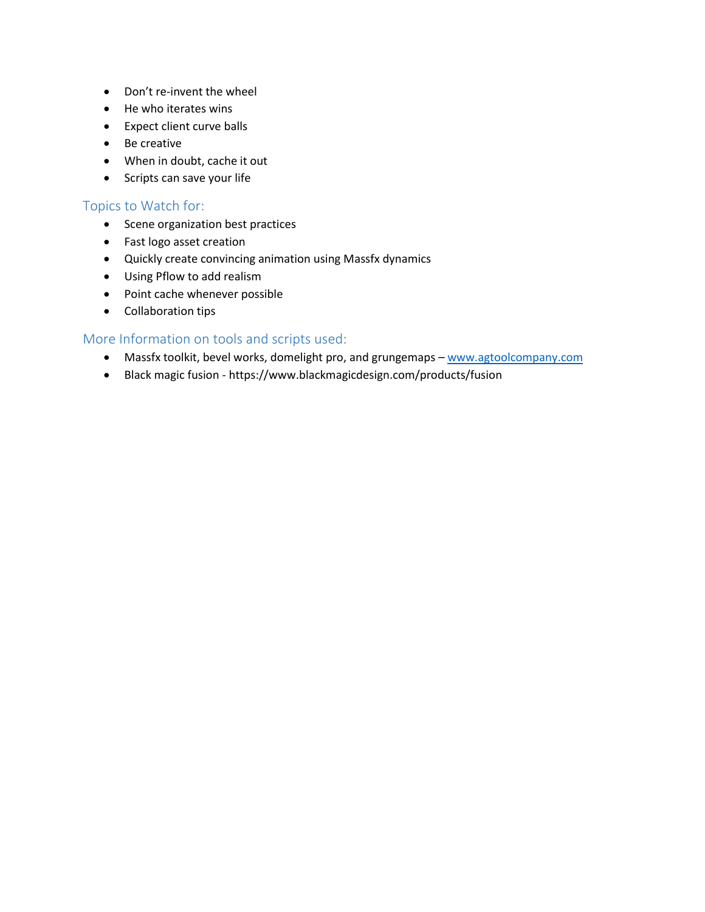- Don't re-invent the wheel
- He who iterates wins
- Expect client curve balls
- Be creative
- When in doubt, cache it out
- Scripts can save your life

## Topics to Watch for:

- Scene organization best practices
- Fast logo asset creation
- Quickly create convincing animation using Massfx dynamics
- Using Pflow to add realism
- Point cache whenever possible
- Collaboration tips

## More Information on tools and scripts used:

- Massfx toolkit, bevel works, domelight pro, and grungemaps – [www.agtoolcompany.com](http://www.agtoolcompany.com)
- Black magic fusion - https://www.blackmagicdesign.com/products/fusion